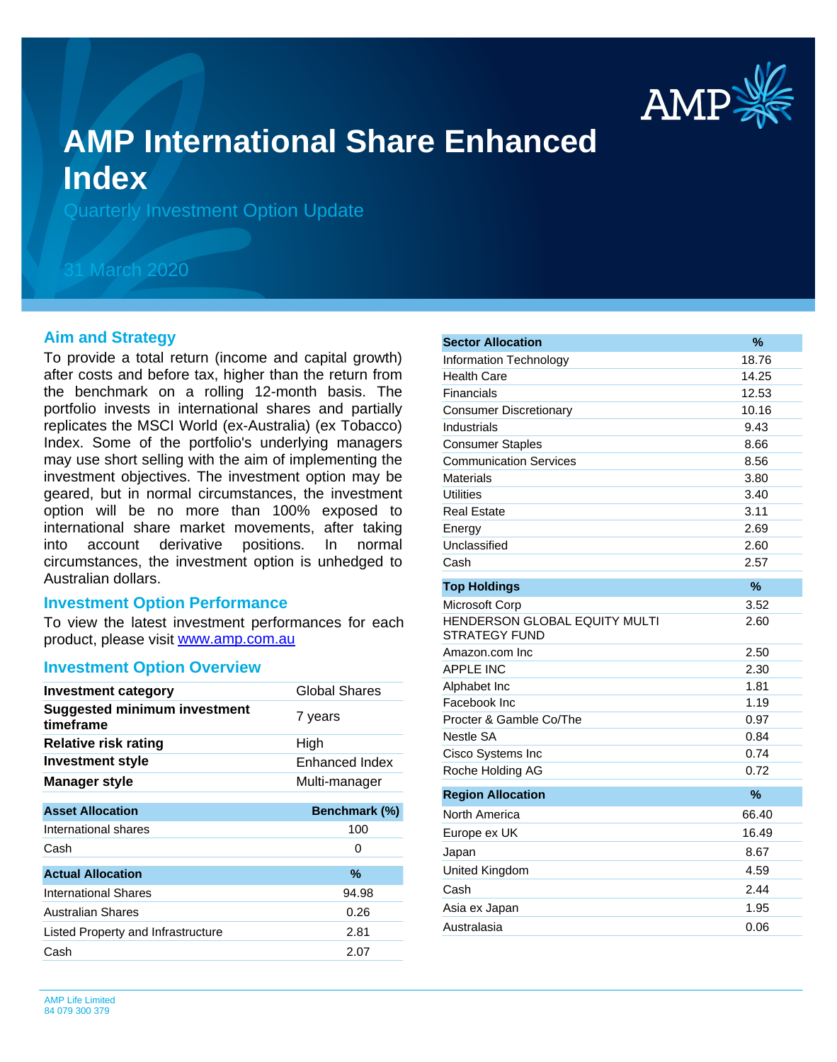# AMP International Share Enhanced Index

Quarterly Investment Option Update

31 March 2020

## Aim and Strategy

To provide a total return (income and capital growth) after costs and before tax, higher than the return from the benchmark on a rolling 12-month basis. The portfolio invests in international shares and partially replicates the MSCI World (ex-Australia) (ex Tobacco) Index. Some of the portfolio's underlying managers may use short selling with the aim of implementing the investment objectives. The investment option may be geared, but in normal circumstances, the investment option will be no more than 100% exposed to international share market movements, after taking into account derivative positions. In normal circumstances, the investment option is unhedged to Australian dollars.

## Investment Option Performance

To view the latest investment performances for each product, please visit www.amp.com.au

## Investment Option Overview

| | |
|---|---|
| **Investment category** | Global Shares |
| **Suggested minimum investment timeframe** | 7 years |
| **Relative risk rating** | High |
| **Investment style** | Enhanced Index |
| **Manager style** | Multi-manager |

| Asset Allocation | Benchmark (%) |
|---|---|
| International shares | 100 |
| Cash | 0 |

| Actual Allocation | % |
|---|---|
| International Shares | 94.98 |
| Australian Shares | 0.26 |
| Listed Property and Infrastructure | 2.81 |
| Cash | 2.07 |

| Sector Allocation | % |
|---|---|
| Information Technology | 18.76 |
| Health Care | 14.25 |
| Financials | 12.53 |
| Consumer Discretionary | 10.16 |
| Industrials | 9.43 |
| Consumer Staples | 8.66 |
| Communication Services | 8.56 |
| Materials | 3.80 |
| Utilities | 3.40 |
| Real Estate | 3.11 |
| Energy | 2.69 |
| Unclassified | 2.60 |
| Cash | 2.57 |

| Top Holdings | % |
|---|---|
| Microsoft Corp | 3.52 |
| HENDERSON GLOBAL EQUITY MULTI STRATEGY FUND | 2.60 |
| Amazon.com Inc | 2.50 |
| APPLE INC | 2.30 |
| Alphabet Inc | 1.81 |
| Facebook Inc | 1.19 |
| Procter & Gamble Co/The | 0.97 |
| Nestle SA | 0.84 |
| Cisco Systems Inc | 0.74 |
| Roche Holding AG | 0.72 |

| Region Allocation | % |
|---|---|
| North America | 66.40 |
| Europe ex UK | 16.49 |
| Japan | 8.67 |
| United Kingdom | 4.59 |
| Cash | 2.44 |
| Asia ex Japan | 1.95 |
| Australasia | 0.06 |

AMP Life Limited
84 079 300 379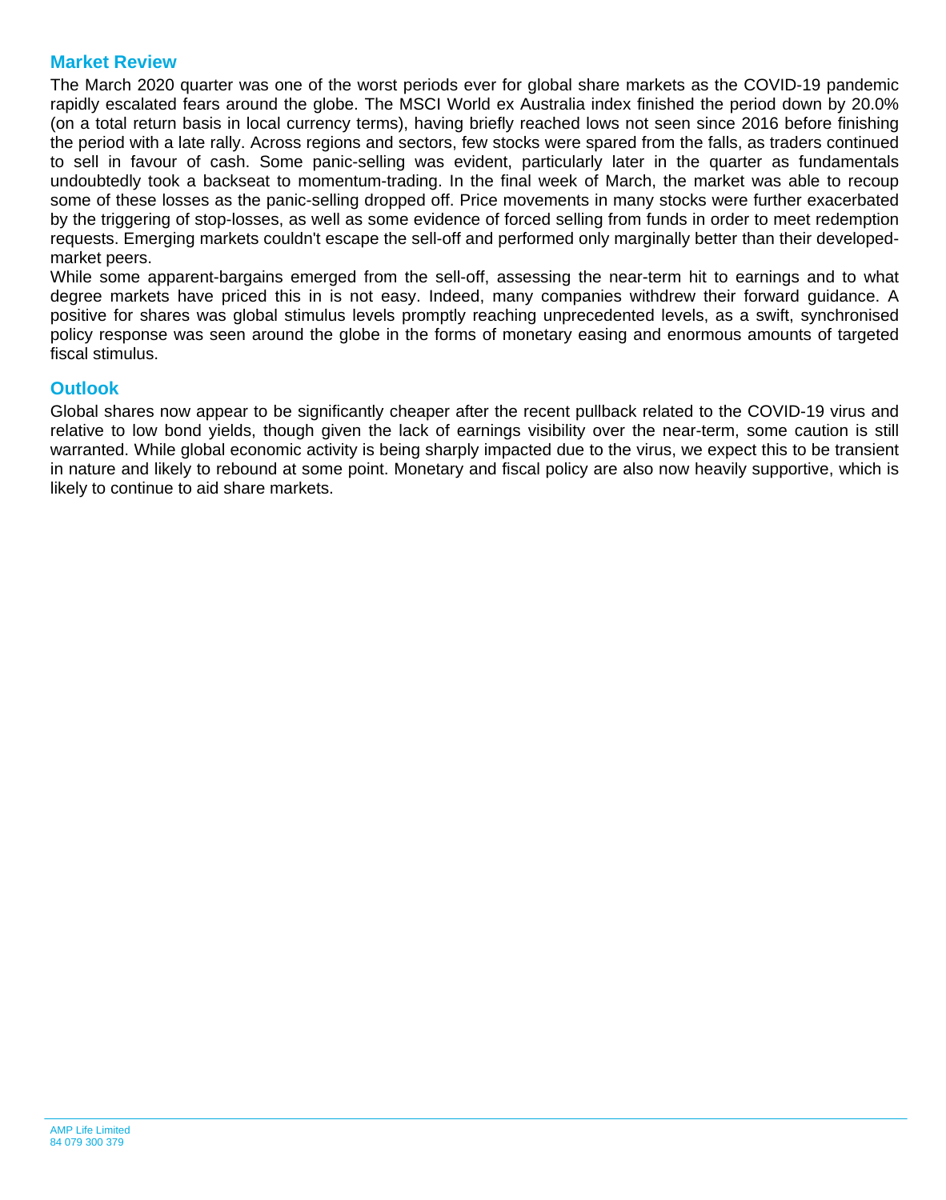## Market Review

The March 2020 quarter was one of the worst periods ever for global share markets as the COVID-19 pandemic rapidly escalated fears around the globe. The MSCI World ex Australia index finished the period down by 20.0% (on a total return basis in local currency terms), having briefly reached lows not seen since 2016 before finishing the period with a late rally. Across regions and sectors, few stocks were spared from the falls, as traders continued to sell in favour of cash. Some panic-selling was evident, particularly later in the quarter as fundamentals undoubtedly took a backseat to momentum-trading. In the final week of March, the market was able to recoup some of these losses as the panic-selling dropped off. Price movements in many stocks were further exacerbated by the triggering of stop-losses, as well as some evidence of forced selling from funds in order to meet redemption requests. Emerging markets couldn't escape the sell-off and performed only marginally better than their developed-market peers.

While some apparent-bargains emerged from the sell-off, assessing the near-term hit to earnings and to what degree markets have priced this in is not easy. Indeed, many companies withdrew their forward guidance. A positive for shares was global stimulus levels promptly reaching unprecedented levels, as a swift, synchronised policy response was seen around the globe in the forms of monetary easing and enormous amounts of targeted fiscal stimulus.

## Outlook

Global shares now appear to be significantly cheaper after the recent pullback related to the COVID-19 virus and relative to low bond yields, though given the lack of earnings visibility over the near-term, some caution is still warranted. While global economic activity is being sharply impacted due to the virus, we expect this to be transient in nature and likely to rebound at some point. Monetary and fiscal policy are also now heavily supportive, which is likely to continue to aid share markets.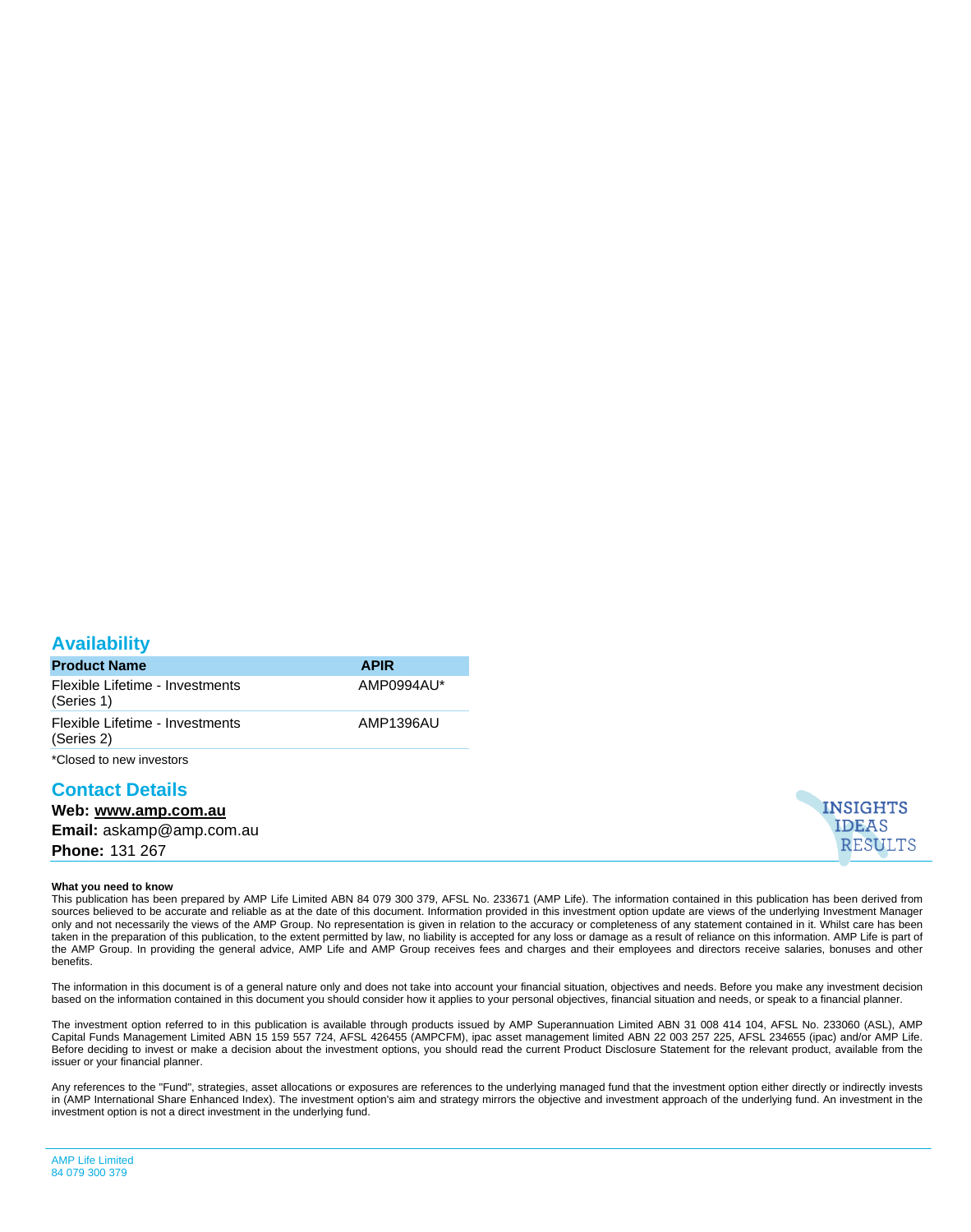## Availability

| Product Name | APIR |
|---|---|
| Flexible Lifetime - Investments (Series 1) | AMP0994AU* |
| Flexible Lifetime - Investments (Series 2) | AMP1396AU |

*Closed to new investors

## Contact Details

**Web:** **www.amp.com.au**
**Email:** askamp@amp.com.au
**Phone:** 131 267

INSIGHTS
IDEAS
RESULTS

**What you need to know**

This publication has been prepared by AMP Life Limited ABN 84 079 300 379, AFSL No. 233671 (AMP Life). The information contained in this publication has been derived from sources believed to be accurate and reliable as at the date of this document. Information provided in this investment option update are views of the underlying Investment Manager only and not necessarily the views of the AMP Group. No representation is given in relation to the accuracy or completeness of any statement contained in it. Whilst care has been taken in the preparation of this publication, to the extent permitted by law, no liability is accepted for any loss or damage as a result of reliance on this information. AMP Life is part of the AMP Group. In providing the general advice, AMP Life and AMP Group receives fees and charges and their employees and directors receive salaries, bonuses and other benefits.

The information in this document is of a general nature only and does not take into account your financial situation, objectives and needs. Before you make any investment decision based on the information contained in this document you should consider how it applies to your personal objectives, financial situation and needs, or speak to a financial planner.

The investment option referred to in this publication is available through products issued by AMP Superannuation Limited ABN 31 008 414 104, AFSL No. 233060 (ASL), AMP Capital Funds Management Limited ABN 15 159 557 724, AFSL 426455 (AMPCFM), ipac asset management limited ABN 22 003 257 225, AFSL 234655 (ipac) and/or AMP Life. Before deciding to invest or make a decision about the investment options, you should read the current Product Disclosure Statement for the relevant product, available from the issuer or your financial planner.

Any references to the "Fund", strategies, asset allocations or exposures are references to the underlying managed fund that the investment option either directly or indirectly invests in (AMP International Share Enhanced Index). The investment option's aim and strategy mirrors the objective and investment approach of the underlying fund. An investment in the investment option is not a direct investment in the underlying fund.

AMP Life Limited
84 079 300 379